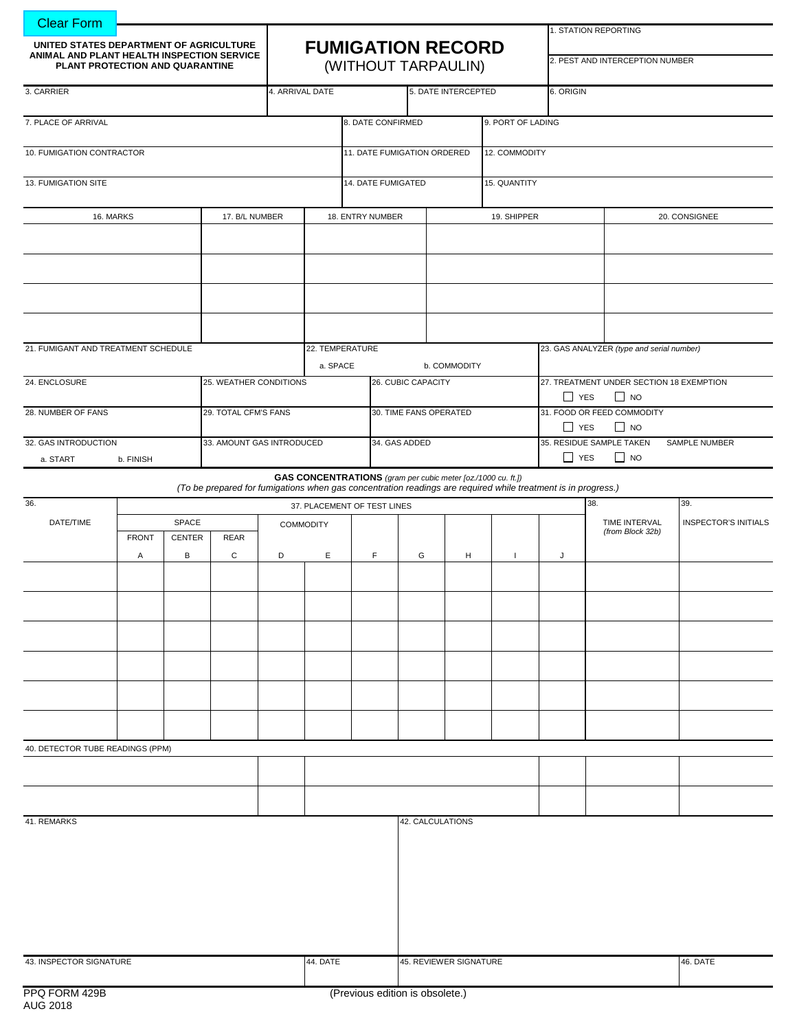Clear Form

**UNITED STATES DEPARTMENT OF AGRICULTURE**
**ANIMAL AND PLANT HEALTH INSPECTION SERVICE**
**PLANT PROTECTION AND QUARANTINE**

# FUMIGATION RECORD
(WITHOUT TARPAULIN)

| 1. STATION REPORTING | |
|---|---|
| 2. PEST AND INTERCEPTION NUMBER | |

| 3. CARRIER | 4. ARRIVAL DATE | 5. DATE INTERCEPTED | 6. ORIGIN |
|---|---|---|---|
| | | | |

| 7. PLACE OF ARRIVAL | 8. DATE CONFIRMED | 9. PORT OF LADING |
|---|---|---|
| | | |
| **10. FUMIGATION CONTRACTOR** | **11. DATE FUMIGATION ORDERED** | **12. COMMODITY** |
| | | |
| **13. FUMIGATION SITE** | **14. DATE FUMIGATED** | **15. QUANTITY** |
| | | |

| 16. MARKS | 17. B/L NUMBER | 18. ENTRY NUMBER | 19. SHIPPER | 20. CONSIGNEE |
|---|---|---|---|---|
| | | | | |
| | | | | |
| | | | | |
| | | | | |

| 21. FUMIGANT AND TREATMENT SCHEDULE | 22. TEMPERATURE a. SPACE b. COMMODITY | 23. GAS ANALYZER *(type and serial number)* |
|---|---|---|
| | | |

| 24. ENCLOSURE | 25. WEATHER CONDITIONS | 26. CUBIC CAPACITY | 27. TREATMENT UNDER SECTION 18 EXEMPTION ☐ YES ☐ NO |
|---|---|---|---|
| **28. NUMBER OF FANS** | **29. TOTAL CFM'S FANS** | **30. TIME FANS OPERATED** | **31. FOOD OR FEED COMMODITY** ☐ YES ☐ NO |
| **32. GAS INTRODUCTION** a. START b. FINISH | **33. AMOUNT GAS INTRODUCED** | **34. GAS ADDED** | **35. RESIDUE SAMPLE TAKEN** ☐ YES ☐ NO SAMPLE NUMBER |

**GAS CONCENTRATIONS** *(gram per cubic meter [oz./1000 cu. ft.])*
*(To be prepared for fumigations when gas concentration readings are required while treatment is in progress.)*

| 36. DATE/TIME | 37. PLACEMENT OF TEST LINES | | | | | | | | | | 38. TIME INTERVAL *(from Block 32b)* | 39. INSPECTOR'S INITIALS |
|---|---|---|---|---|---|---|---|---|---|---|---|---|
| | SPACE | | | COMMODITY | | | | | | | | |
| | FRONT | CENTER | REAR | | | | | | | | | |
| | A | B | C | D | E | F | G | H | I | J | | |
| | | | | | | | | | | | | |
| | | | | | | | | | | | | |
| | | | | | | | | | | | | |
| | | | | | | | | | | | | |
| | | | | | | | | | | | | |
| | | | | | | | | | | | | |

40. DETECTOR TUBE READINGS (PPM)

| | | | | | |
|---|---|---|---|---|---|
| | | | | | |
| | | | | | |

| 41. REMARKS | 42. CALCULATIONS |
|---|---|
| | |

| 43. INSPECTOR SIGNATURE | 44. DATE | 45. REVIEWER SIGNATURE | 46. DATE |
|---|---|---|---|
| | | | |

PPQ FORM 429B
AUG 2018

(Previous edition is obsolete.)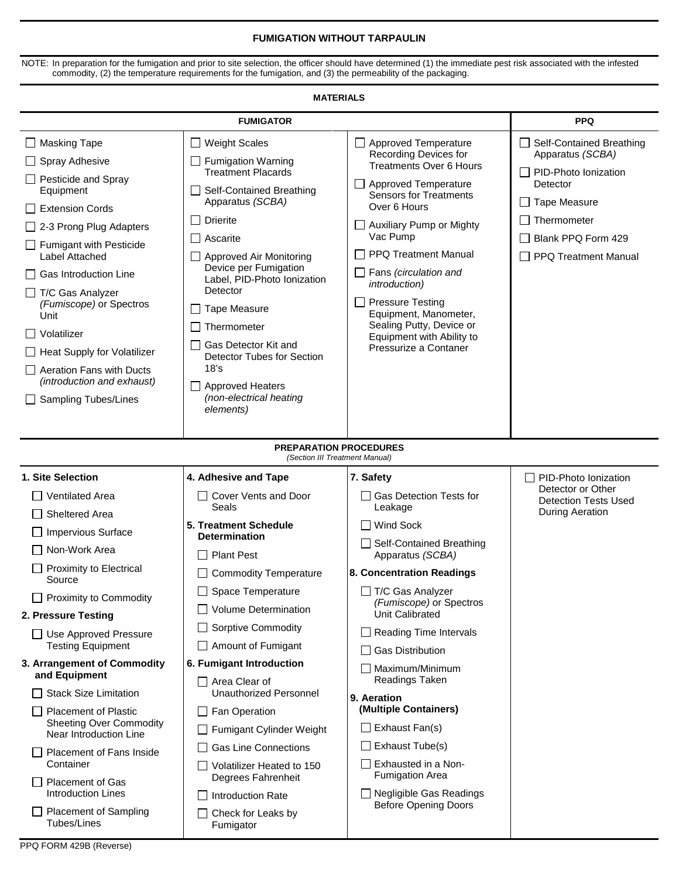# FUMIGATION WITHOUT TARPAULIN

NOTE: In preparation for the fumigation and prior to site selection, the officer should have determined (1) the immediate pest risk associated with the infested commodity, (2) the temperature requirements for the fumigation, and (3) the permeability of the packaging.

## MATERIALS

### FUMIGATOR

- ☐ Masking Tape
- ☐ Spray Adhesive
- ☐ Pesticide and Spray Equipment
- ☐ Extension Cords
- ☐ 2-3 Prong Plug Adapters
- ☐ Fumigant with Pesticide Label Attached
- ☐ Gas Introduction Line
- ☐ T/C Gas Analyzer *(Fumiscope)* or Spectros Unit
- ☐ Volatilizer
- ☐ Heat Supply for Volatilizer
- ☐ Aeration Fans with Ducts *(introduction and exhaust)*
- ☐ Sampling Tubes/Lines
- ☐ Weight Scales
- ☐ Fumigation Warning Treatment Placards
- ☐ Self-Contained Breathing Apparatus *(SCBA)*
- ☐ Drierite
- ☐ Ascarite
- ☐ Approved Air Monitoring Device per Fumigation Label, PID-Photo Ionization Detector
- ☐ Tape Measure
- ☐ Thermometer
- ☐ Gas Detector Kit and Detector Tubes for Section 18's
- ☐ Approved Heaters *(non-electrical heating elements)*
- ☐ Approved Temperature Recording Devices for Treatments Over 6 Hours
- ☐ Approved Temperature Sensors for Treatments Over 6 Hours
- ☐ Auxiliary Pump or Mighty Vac Pump
- ☐ PPQ Treatment Manual
- ☐ Fans *(circulation and introduction)*
- ☐ Pressure Testing Equipment, Manometer, Sealing Putty, Device or Equipment with Ability to Pressurize a Contaner

### PPQ

- ☐ Self-Contained Breathing Apparatus *(SCBA)*
- ☐ PID-Photo Ionization Detector
- ☐ Tape Measure
- ☐ Thermometer
- ☐ Blank PPQ Form 429
- ☐ PPQ Treatment Manual

## PREPARATION PROCEDURES
*(Section III Treatment Manual)*

**1. Site Selection**

- ☐ Ventilated Area
- ☐ Sheltered Area
- ☐ Impervious Surface
- ☐ Non-Work Area
- ☐ Proximity to Electrical Source
- ☐ Proximity to Commodity

**2. Pressure Testing**

- ☐ Use Approved Pressure Testing Equipment

**3. Arrangement of Commodity and Equipment**

- ☐ Stack Size Limitation
- ☐ Placement of Plastic Sheeting Over Commodity Near Introduction Line
- ☐ Placement of Fans Inside Container
- ☐ Placement of Gas Introduction Lines
- ☐ Placement of Sampling Tubes/Lines

**4. Adhesive and Tape**

- ☐ Cover Vents and Door Seals

**5. Treatment Schedule Determination**

- ☐ Plant Pest
- ☐ Commodity Temperature
- ☐ Space Temperature
- ☐ Volume Determination
- ☐ Sorptive Commodity
- ☐ Amount of Fumigant

**6. Fumigant Introduction**

- ☐ Area Clear of Unauthorized Personnel
- ☐ Fan Operation
- ☐ Fumigant Cylinder Weight
- ☐ Gas Line Connections
- ☐ Volatilizer Heated to 150 Degrees Fahrenheit
- ☐ Introduction Rate
- ☐ Check for Leaks by Fumigator

**7. Safety**

- ☐ Gas Detection Tests for Leakage
- ☐ Wind Sock
- ☐ Self-Contained Breathing Apparatus *(SCBA)*

**8. Concentration Readings**

- ☐ T/C Gas Analyzer *(Fumiscope)* or Spectros Unit Calibrated
- ☐ Reading Time Intervals
- ☐ Gas Distribution
- ☐ Maximum/Minimum Readings Taken

**9. Aeration (Multiple Containers)**

- ☐ Exhaust Fan(s)
- ☐ Exhaust Tube(s)
- ☐ Exhausted in a Non-Fumigation Area
- ☐ Negligible Gas Readings Before Opening Doors

**PPQ**

- ☐ PID-Photo Ionization Detector or Other Detection Tests Used During Aeration

PPQ FORM 429B (Reverse)